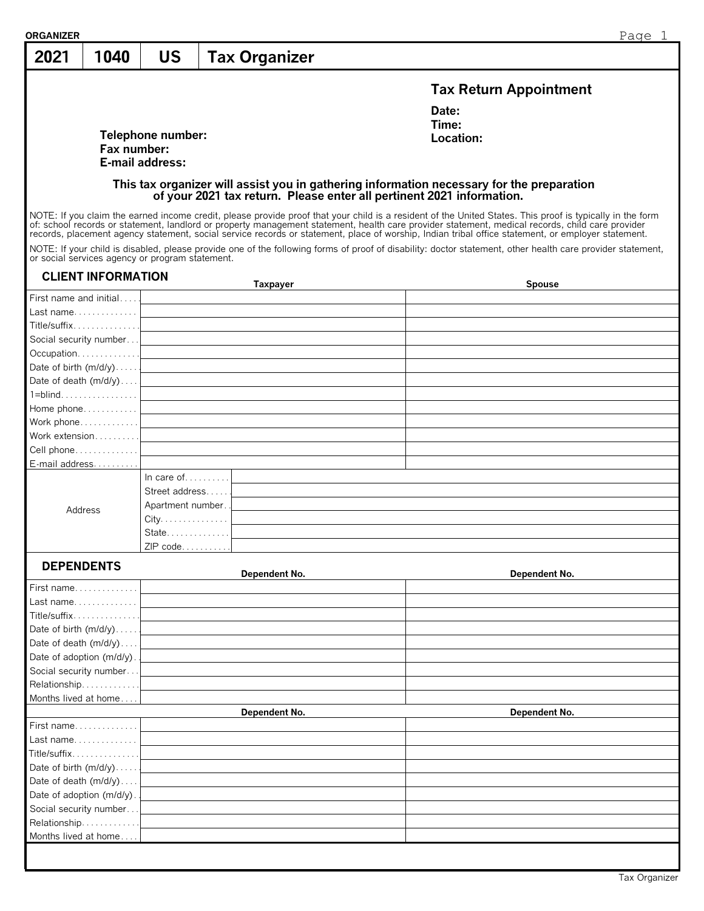ORGANIZER

# 2021 | 1040 | US | Tax Organizer

## Tax Return Appointment

**Date:**
**Time:**
**Location:**

**Telephone number:**
**Fax number:**
**E-mail address:**

**This tax organizer will assist you in gathering information necessary for the preparation of your 2021 tax return. Please enter all pertinent 2021 information.**

NOTE: If you claim the earned income credit, please provide proof that your child is a resident of the United States. This proof is typically in the form of: school records or statement, landlord or property management statement, health care provider statement, medical records, child care provider records, placement agency statement, social service records or statement, place of worship, Indian tribal office statement, or employer statement.

NOTE: If your child is disabled, please provide one of the following forms of proof of disability: doctor statement, other health care provider statement, or social services agency or program statement.

## CLIENT INFORMATION

| | Taxpayer | Spouse |
|---|---|---|
| First name and initial | | |
| Last name | | |
| Title/suffix | | |
| Social security number | | |
| Occupation | | |
| Date of birth (m/d/y) | | |
| Date of death (m/d/y) | | |
| 1=blind | | |
| Home phone | | |
| Work phone | | |
| Work extension | | |
| Cell phone | | |
| E-mail address | | |

| Address | |
|---|---|
| In care of | |
| Street address | |
| Apartment number | |
| City | |
| State | |
| ZIP code | |

## DEPENDENTS

| | Dependent No. | Dependent No. |
|---|---|---|
| First name | | |
| Last name | | |
| Title/suffix | | |
| Date of birth (m/d/y) | | |
| Date of death (m/d/y) | | |
| Date of adoption (m/d/y) | | |
| Social security number | | |
| Relationship | | |
| Months lived at home | | |

| | Dependent No. | Dependent No. |
|---|---|---|
| First name | | |
| Last name | | |
| Title/suffix | | |
| Date of birth (m/d/y) | | |
| Date of death (m/d/y) | | |
| Date of adoption (m/d/y) | | |
| Social security number | | |
| Relationship | | |
| Months lived at home | | |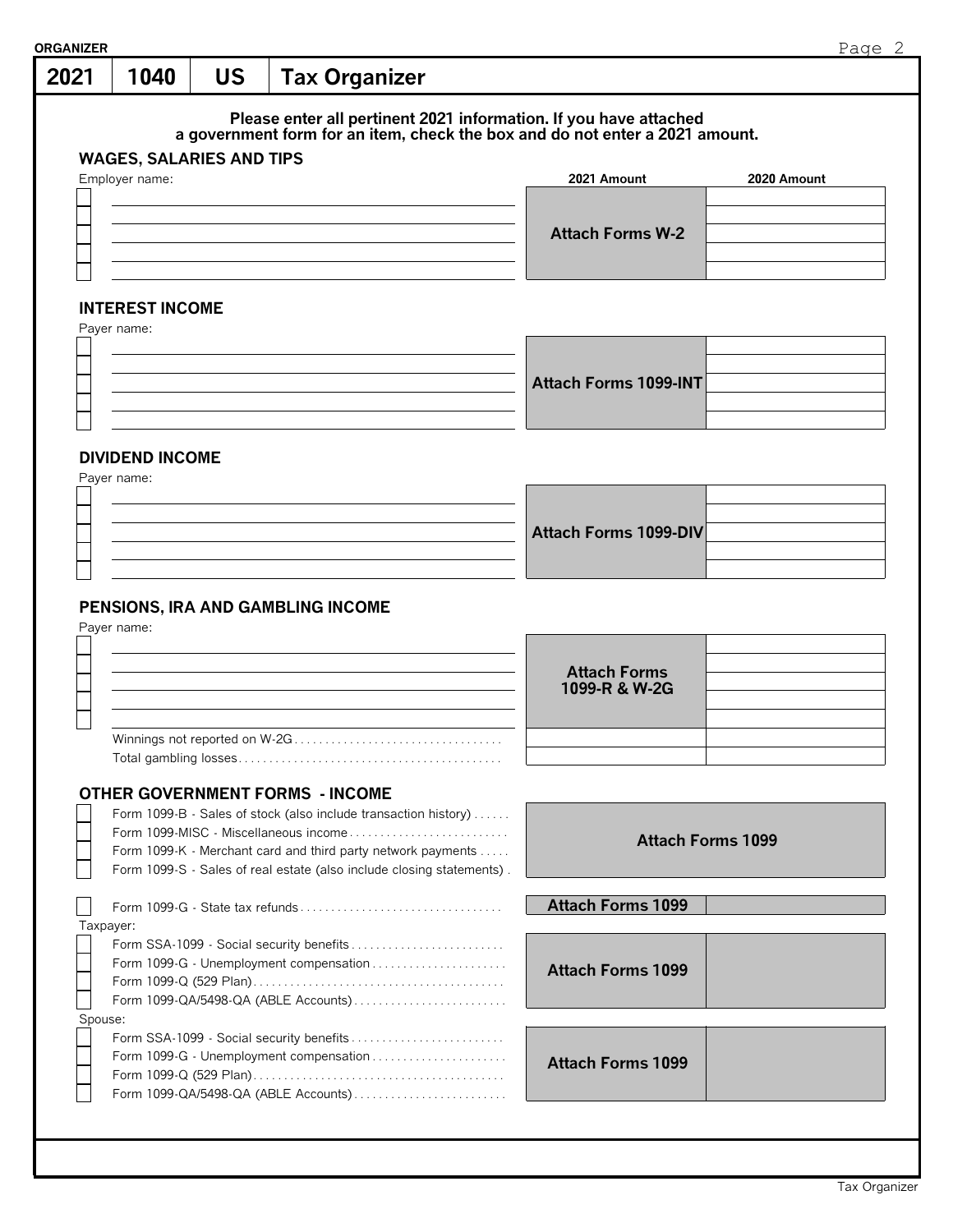# 2021 | 1040 | US | Tax Organizer

**Please enter all pertinent 2021 information. If you have attached a government form for an item, check the box and do not enter a 2021 amount.**

## WAGES, SALARIES AND TIPS

| Employer name: | 2021 Amount | 2020 Amount |
|---|---|---|
| ☐ | **Attach Forms W-2** | |
| ☐ | | |
| ☐ | | |
| ☐ | | |
| ☐ | | |

## INTEREST INCOME

| Payer name: | | |
|---|---|---|
| ☐ | **Attach Forms 1099-INT** | |
| ☐ | | |
| ☐ | | |
| ☐ | | |
| ☐ | | |

## DIVIDEND INCOME

| Payer name: | | |
|---|---|---|
| ☐ | **Attach Forms 1099-DIV** | |
| ☐ | | |
| ☐ | | |
| ☐ | | |
| ☐ | | |

## PENSIONS, IRA AND GAMBLING INCOME

| Payer name: | | |
|---|---|---|
| ☐ | **Attach Forms 1099-R & W-2G** | |
| ☐ | | |
| ☐ | | |
| ☐ | | |
| ☐ | | |
| Winnings not reported on W-2G | | |
| Total gambling losses | | |

## OTHER GOVERNMENT FORMS - INCOME

| | | |
|---|---|---|
| ☐ Form 1099-B - Sales of stock (also include transaction history) | **Attach Forms 1099** | |
| ☐ Form 1099-MISC - Miscellaneous income | | |
| ☐ Form 1099-K - Merchant card and third party network payments | | |
| ☐ Form 1099-S - Sales of real estate (also include closing statements) | | |
| ☐ Form 1099-G - State tax refunds | **Attach Forms 1099** | |
| Taxpayer: | | |
| ☐ Form SSA-1099 - Social security benefits | **Attach Forms 1099** | |
| ☐ Form 1099-G - Unemployment compensation | | |
| ☐ Form 1099-Q (529 Plan) | | |
| ☐ Form 1099-QA/5498-QA (ABLE Accounts) | | |
| Spouse: | | |
| ☐ Form SSA-1099 - Social security benefits | **Attach Forms 1099** | |
| ☐ Form 1099-G - Unemployment compensation | | |
| ☐ Form 1099-Q (529 Plan) | | |
| ☐ Form 1099-QA/5498-QA (ABLE Accounts) | | |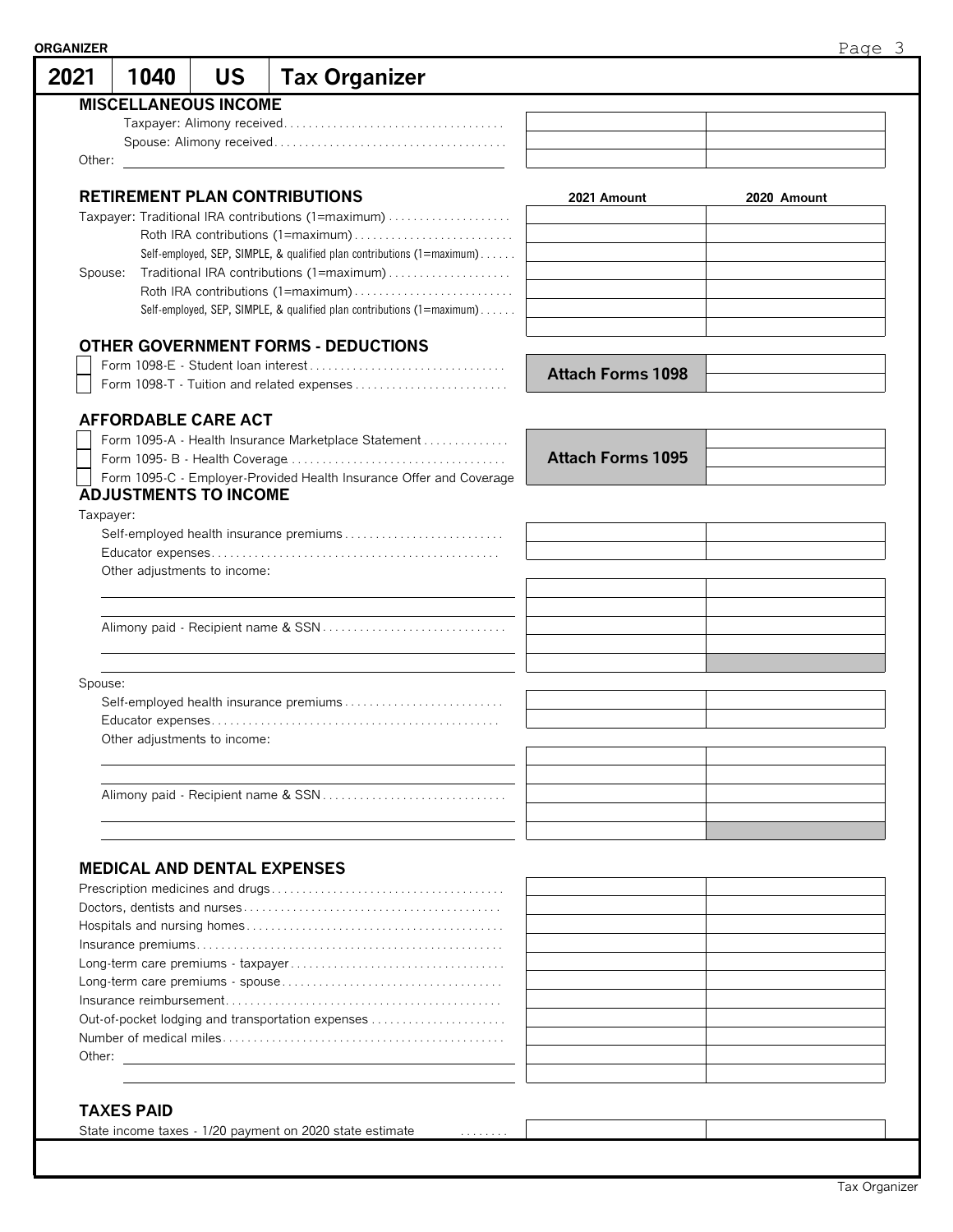## 2021 | 1040 | US | Tax Organizer

### MISCELLANEOUS INCOME

| | | |
|---|---|---|
| Taxpayer: Alimony received | | |
| Spouse: Alimony received | | |
| Other: | | |

### RETIREMENT PLAN CONTRIBUTIONS

| | 2021 Amount | 2020 Amount |
|---|---|---|
| Taxpayer: Traditional IRA contributions (1=maximum) | | |
| Roth IRA contributions (1=maximum) | | |
| Self-employed, SEP, SIMPLE, & qualified plan contributions (1=maximum) | | |
| Spouse: Traditional IRA contributions (1=maximum) | | |
| Roth IRA contributions (1=maximum) | | |
| Self-employed, SEP, SIMPLE, & qualified plan contributions (1=maximum) | | |
| | | |

### OTHER GOVERNMENT FORMS - DEDUCTIONS

| | | |
|---|---|---|
| ☐ Form 1098-E - Student loan interest | **Attach Forms 1098** | |
| ☐ Form 1098-T - Tuition and related expenses | | |

### AFFORDABLE CARE ACT

| | | |
|---|---|---|
| ☐ Form 1095-A - Health Insurance Marketplace Statement | **Attach Forms 1095** | |
| ☐ Form 1095- B - Health Coverage | | |
| ☐ Form 1095-C - Employer-Provided Health Insurance Offer and Coverage | | |

### ADJUSTMENTS TO INCOME

Taxpayer:

| | | |
|---|---|---|
| Self-employed health insurance premiums | | |
| Educator expenses | | |
| Other adjustments to income: | | |
| | | |
| | | |
| Alimony paid - Recipient name & SSN | | |
| | | |
| | | |

Spouse:

| | | |
|---|---|---|
| Self-employed health insurance premiums | | |
| Educator expenses | | |
| Other adjustments to income: | | |
| | | |
| | | |
| Alimony paid - Recipient name & SSN | | |
| | | |
| | | |

### MEDICAL AND DENTAL EXPENSES

| | | |
|---|---|---|
| Prescription medicines and drugs | | |
| Doctors, dentists and nurses | | |
| Hospitals and nursing homes | | |
| Insurance premiums | | |
| Long-term care premiums - taxpayer | | |
| Long-term care premiums - spouse | | |
| Insurance reimbursement | | |
| Out-of-pocket lodging and transportation expenses | | |
| Number of medical miles | | |
| Other: | | |
| | | |

### TAXES PAID

| | | |
|---|---|---|
| State income taxes - 1/20 payment on 2020 state estimate | | |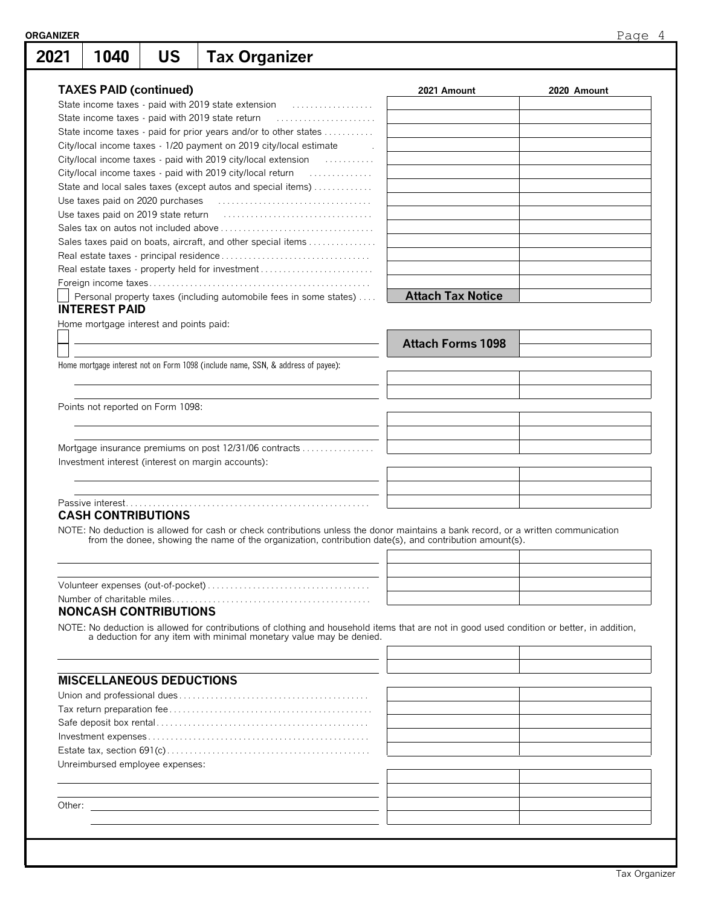# 2021 | 1040 | US | Tax Organizer

## TAXES PAID (continued)

| | 2021 Amount | 2020 Amount |
|---|---|---|
| State income taxes - paid with 2019 state extension | | |
| State income taxes - paid with 2019 state return | | |
| State income taxes - paid for prior years and/or to other states | | |
| City/local income taxes - 1/20 payment on 2019 city/local estimate | | |
| City/local income taxes - paid with 2019 city/local extension | | |
| City/local income taxes - paid with 2019 city/local return | | |
| State and local sales taxes (except autos and special items) | | |
| Use taxes paid on 2020 purchases | | |
| Use taxes paid on 2019 state return | | |
| Sales tax on autos not included above | | |
| Sales taxes paid on boats, aircraft, and other special items | | |
| Real estate taxes - principal residence | | |
| Real estate taxes - property held for investment | | |
| Foreign income taxes | | |
| ☐ Personal property taxes (including automobile fees in some states) | **Attach Tax Notice** | |

## INTEREST PAID

| | 2021 Amount | 2020 Amount |
|---|---|---|
| Home mortgage interest and points paid: | | |
| ☐ | **Attach Forms 1098** | |
| ☐ | | |
| Home mortgage interest not on Form 1098 (include name, SSN, & address of payee): | | |
| | | |
| | | |
| Points not reported on Form 1098: | | |
| | | |
| | | |
| Mortgage insurance premiums on post 12/31/06 contracts | | |
| Investment interest (interest on margin accounts): | | |
| | | |
| | | |
| Passive interest | | |

## CASH CONTRIBUTIONS

NOTE: No deduction is allowed for cash or check contributions unless the donor maintains a bank record, or a written communication from the donee, showing the name of the organization, contribution date(s), and contribution amount(s).

| | 2021 Amount | 2020 Amount |
|---|---|---|
| | | |
| | | |
| Volunteer expenses (out-of-pocket) | | |
| Number of charitable miles | | |

## NONCASH CONTRIBUTIONS

NOTE: No deduction is allowed for contributions of clothing and household items that are not in good used condition or better, in addition, a deduction for any item with minimal monetary value may be denied.

| | 2021 Amount | 2020 Amount |
|---|---|---|
| | | |
| | | |

## MISCELLANEOUS DEDUCTIONS

| | 2021 Amount | 2020 Amount |
|---|---|---|
| Union and professional dues | | |
| Tax return preparation fee | | |
| Safe deposit box rental | | |
| Investment expenses | | |
| Estate tax, section 691(c) | | |
| Unreimbursed employee expenses: | | |
| | | |
| | | |
| Other: | | |
| | | |